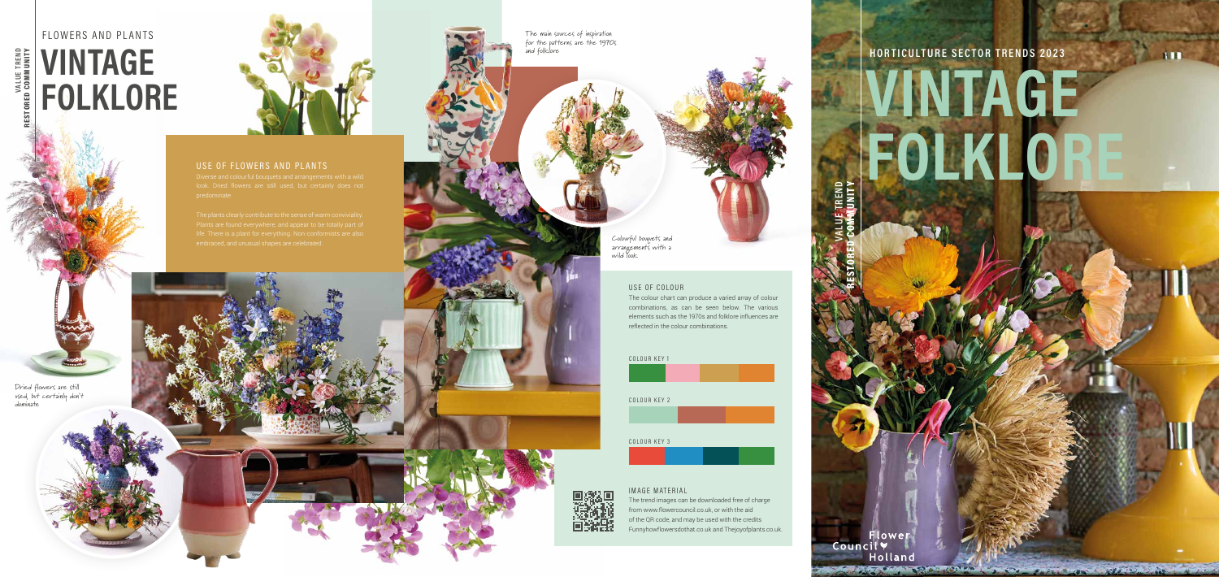VALUE TREND
RESTORED COMMUNITY

FLOWERS AND PLANTS

# VINTAGE FOLKLORE

## USE OF FLOWERS AND PLANTS

Diverse and colourful bouquets and arrangements with a wild look. Dried flowers are still used, but certainly does not predominate.

The plants clearly contribute to the sense of warm conviviality. Plants are found everywhere, and appear to be totally part of life. There is a plant for everything. Non-conformists are also embraced, and unusual shapes are celebrated.

Dried flowers are still used, but certainly don't dominate

The main sources of inspiration for the patterns are the 1970s and folklore

Colourful bouquets and arrangements with a wild look.

## USE OF COLOUR

The colour chart can produce a varied array of colour combinations, as can be seen below. The various elements such as the 1970s and folklore influences are reflected in the colour combinations.

COLOUR KEY 1

COLOUR KEY 2

COLOUR KEY 3

## IMAGE MATERIAL

The trend images can be downloaded free of charge from www.flowercouncil.co.uk, or with the aid of the QR code, and may be used with the credits Funnyhowflowersdothat.co.uk and Thejoyofplants.co.uk.

HORTICULTURE SECTOR TRENDS 2023

# VINTAGE FOLKLORE

VALUE TREND
RESTORED COMMUNITY

Flower Council Holland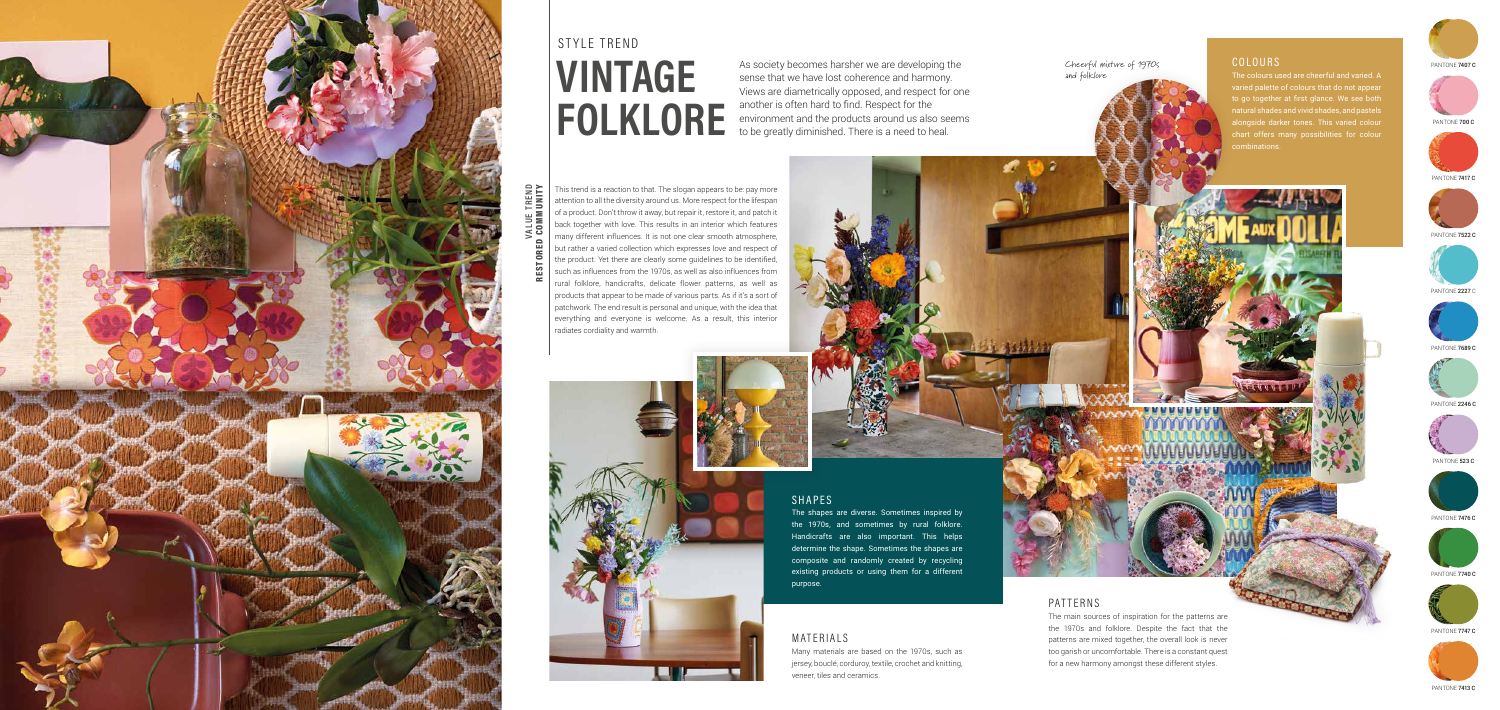STYLE TREND

# VINTAGE FOLKLORE

VALUE TREND
RESTORED COMMUNITY

As society becomes harsher we are developing the sense that we have lost coherence and harmony. Views are diametrically opposed, and respect for one another is often hard to find. Respect for the environment and the products around us also seems to be greatly diminished. There is a need to heal.

This trend is a reaction to that. The slogan appears to be: pay more attention to all the diversity around us. More respect for the lifespan of a product. Don't throw it away, but repair it, restore it, and patch it back together with love. This results in an interior which features many different influences. It is not one clear smooth atmosphere, but rather a varied collection which expresses love and respect of the product. Yet there are clearly some guidelines to be identified, such as influences from the 1970s, as well as also influences from rural folklore, handicrafts, delicate flower patterns, as well as products that appear to be made of various parts. As if it's a sort of patchwork. The end result is personal and unique, with the idea that everything and everyone is welcome. As a result, this interior radiates cordiality and warmth.

*Cheerful mixture of 1970s and folklore*

## COLOURS

The colours used are cheerful and varied. A varied palette of colours that do not appear to go together at first glance. We see both natural shades and vivid shades, and pastels alongside darker tones. This varied colour chart offers many possibilities for colour combinations.

PANTONE 7407 C

PANTONE 700 C

PANTONE 7417 C

PANTONE 7522 C

PANTONE 2227 C

PANTONE 7689 C

PANTONE 2246 C

PANTONE 523 C

PANTONE 7476 C

PANTONE 7740 C

PANTONE 7747 C

PANTONE 7413 C

## SHAPES

The shapes are diverse. Sometimes inspired by the 1970s, and sometimes by rural folklore. Handicrafts are also important. This helps determine the shape. Sometimes the shapes are composite and randomly created by recycling existing products or using them for a different purpose.

## MATERIALS

Many materials are based on the 1970s, such as jersey, bouclé, corduroy, textile, crochet and knitting, veneer, tiles and ceramics.

## PATTERNS

The main sources of inspiration for the patterns are the 1970s and folklore. Despite the fact that the patterns are mixed together, the overall look is never too garish or uncomfortable. There is a constant quest for a new harmony amongst these different styles.